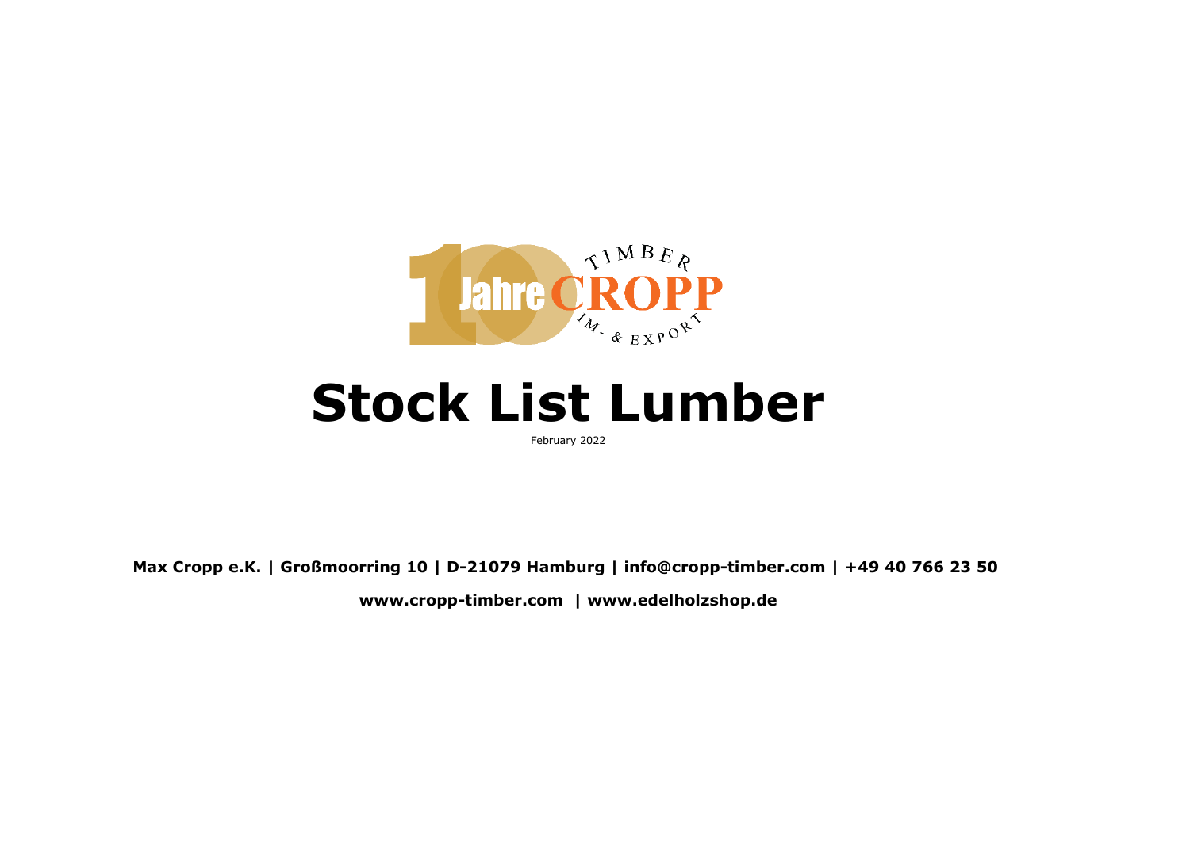# Stock List Lumber

February 2022

**Max Cropp e.K. | Großmoorring 10 | D-21079 Hamburg | info@cropp-timber.com | +49 40 766 23 50**

**www.cropp-timber.com | www.edelholzshop.de**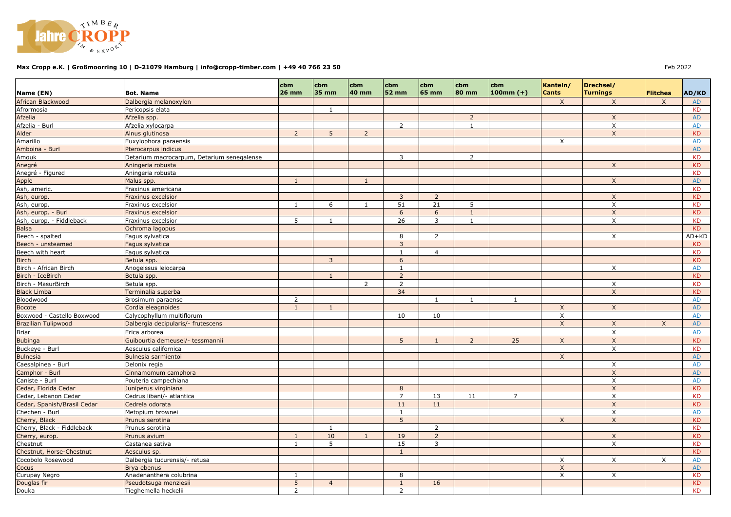**Max Cropp e.K. | Großmoorring 10 | D-21079 Hamburg | info@cropp-timber.com | +49 40 766 23 50**

Feb 2022

| Name (EN) | Bot. Name | cbm 26 mm | cbm 35 mm | cbm 40 mm | cbm 52 mm | cbm 65 mm | cbm 80 mm | cbm 100mm (+) | Kanteln/ Cants | Drechsel/ Turnings | Flitches | AD/KD |
|---|---|---|---|---|---|---|---|---|---|---|---|---|
| African Blackwood | Dalbergia melanoxylon | | | | | | | | X | X | X | AD |
| Afrormosia | Pericopsis elata | | 1 | | | | | | | | | KD |
| Afzelia | Afzelia spp. | | | | | | 2 | | | X | | AD |
| Afzelia - Burl | Afzelia xylocarpa | | | | 2 | | 1 | | | X | | AD |
| Alder | Alnus glutinosa | 2 | 5 | 2 | | | | | | X | | KD |
| Amarillo | Euxylophora paraensis | | | | | | | | X | | | AD |
| Amboina - Burl | Pterocarpus indicus | | | | | | | | | | | AD |
| Amouk | Detarium macrocarpum, Detarium senegalense | | | | 3 | | 2 | | | | | KD |
| Anegré | Aningeria robusta | | | | | | | | | X | | KD |
| Anegré - Figured | Aningeria robusta | | | | | | | | | | | KD |
| Apple | Malus spp. | 1 | | 1 | | | | | | X | | AD |
| Ash, americ. | Fraxinus americana | | | | | | | | | | | KD |
| Ash, europ. | Fraxinus excelsior | | | | 3 | 2 | | | | X | | KD |
| Ash, europ. | Fraxinus excelsior | 1 | 6 | 1 | 51 | 21 | 5 | | | X | | KD |
| Ash, europ. - Burl | Fraxinus excelsior | | | | 6 | 6 | 1 | | | X | | KD |
| Ash, europ. - Fiddleback | Fraxinus excelsior | 5 | 1 | | 26 | 3 | 1 | | | X | | KD |
| Balsa | Ochroma lagopus | | | | | | | | | | | KD |
| Beech - spalted | Fagus sylvatica | | | | 8 | 2 | | | | X | | AD+KD |
| Beech - unsteamed | Fagus sylvatica | | | | 3 | | | | | | | KD |
| Beech with heart | Fagus sylvatica | | | | 1 | 4 | | | | | | KD |
| Birch | Betula spp. | | 3 | | 6 | | | | | | | KD |
| Birch - African Birch | Anogeissus leiocarpa | | | | 1 | | | | | X | | AD |
| Birch - IceBirch | Betula spp. | | 1 | | 2 | | | | | | | KD |
| Birch - MasurBirch | Betula spp. | | | 2 | 2 | | | | | X | | KD |
| Black Limba | Terminalia superba | | | | 34 | | | | | X | | KD |
| Bloodwood | Brosimum paraense | 2 | | | | 1 | 1 | 1 | | | | AD |
| Bocote | Cordia eleagnoides | 1 | 1 | | | | | | X | X | | AD |
| Boxwood - Castello Boxwood | Calycophyllum multiflorum | | | | 10 | 10 | | | X | | | AD |
| Brazilian Tulipwood | Dalbergia decipularis/- frutescens | | | | | | | | X | X | X | AD |
| Briar | Erica arborea | | | | | | | | | X | | AD |
| Bubinga | Guibourtia demeusei/- tessmannii | | | | 5 | 1 | 2 | 25 | X | X | | KD |
| Buckeye - Burl | Aesculus californica | | | | | | | | | X | | KD |
| Bulnesia | Bulnesia sarmientoi | | | | | | | | X | | | AD |
| Caesalpinea - Burl | Delonix regia | | | | | | | | | X | | AD |
| Camphor - Burl | Cinnamomum camphora | | | | | | | | | X | | AD |
| Caniste - Burl | Pouteria campechiana | | | | | | | | | X | | AD |
| Cedar, Florida Cedar | Juniperus virginiana | | | | 8 | | | | | X | | KD |
| Cedar, Lebanon Cedar | Cedrus libani/- atlantica | | | | 7 | 13 | 11 | 7 | | X | | KD |
| Cedar, Spanish/Brasil Cedar | Cedrela odorata | | | | 11 | 11 | | | | X | | KD |
| Chechen - Burl | Metopium brownei | | | | 1 | | | | | X | | AD |
| Cherry, Black | Prunus serotina | | | | 5 | | | | X | X | | KD |
| Cherry, Black - Fiddleback | Prunus serotina | | 1 | | | 2 | | | | | | KD |
| Cherry, europ. | Prunus avium | 1 | 10 | 1 | 19 | 2 | | | | X | | KD |
| Chestnut | Castanea sativa | 1 | 5 | | 15 | 3 | | | | X | | KD |
| Chestnut, Horse-Chestnut | Aesculus sp. | | | | 1 | | | | | | | KD |
| Cocobolo Rosewood | Dalbergia tucurensis/- retusa | | | | | | | | X | X | X | AD |
| Cocus | Brya ebenus | | | | | | | | X | | | AD |
| Curupay Negro | Anadenanthera colubrina | 1 | | | 8 | | | | X | X | | KD |
| Douglas fir | Pseudotsuga menziesii | 5 | 4 | | 1 | 16 | | | | | | KD |
| Douka | Tieghemella heckelii | 2 | | | 2 | | | | | | | KD |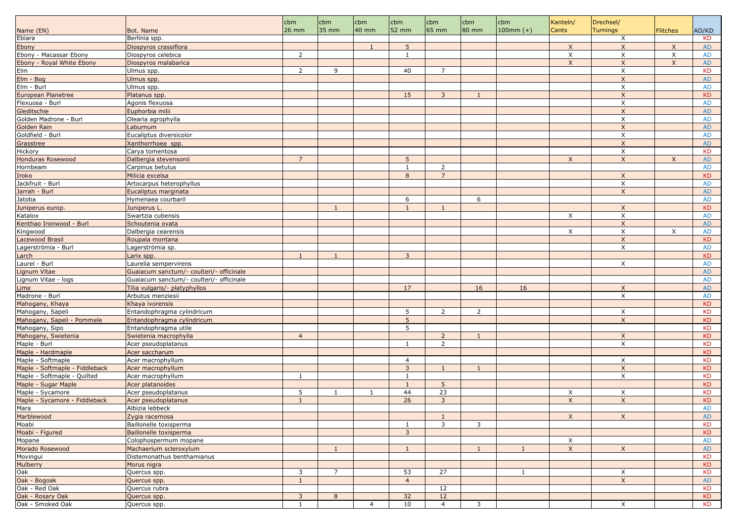| Name (EN) | Bot. Name | cbm 26 mm | cbm 35 mm | cbm 40 mm | cbm 52 mm | cbm 65 mm | cbm 80 mm | cbm 100mm (+) | Kanteln/ Cants | Drechsel/ Turnings | Flitches | AD/KD |
|---|---|---|---|---|---|---|---|---|---|---|---|---|
| Ebiara | Berlinia spp. | | | | | | | | | X | | KD |
| Ebony | Diospyros crassiflora | | | 1 | 5 | | | | X | X | X | AD |
| Ebony - Macassar Ebony | Diospyros celebica | 2 | | | 1 | | | | X | X | X | AD |
| Ebony - Royal White Ebony | Diospyros malabarica | | | | | | | | X | X | X | AD |
| Elm | Ulmus spp. | 2 | 9 | | 40 | 7 | | | | X | | KD |
| Elm - Bog | Ulmus spp. | | | | | | | | | X | | AD |
| Elm - Burl | Ulmus spp. | | | | | | | | | X | | AD |
| European Planetree | Platanus spp. | | | | 15 | 3 | 1 | | | X | | KD |
| Flexuosa - Burl | Agonis flexuosa | | | | | | | | | X | | AD |
| Gleditschie | Euphorbia milii | | | | | | | | | X | | AD |
| Golden Madrone - Burl | Olearia agrophylla | | | | | | | | | X | | AD |
| Golden Rain | Laburnum | | | | | | | | | X | | AD |
| Goldfield - Burl | Eucaliptus diversicolor | | | | | | | | | X | | AD |
| Grasstree | Xanthorrhoea spp. | | | | | | | | | X | | AD |
| Hickory | Carya tomentosa | | | | | | | | | X | | KD |
| Honduras Rosewood | Dalbergia stevensonii | 7 | | | 5 | | | | X | X | X | AD |
| Hornbeam | Carpinus betulus | | | | 1 | 2 | | | | | | AD |
| Iroko | Milicia excelsa | | | | 8 | 7 | | | | X | | KD |
| Jackfruit - Burl | Artocarpus heterophyllus | | | | | | | | | X | | AD |
| Jarrah - Burl | Eucaliptus marginata | | | | | | | | | X | | AD |
| Jatoba | Hymenaea courbaril | | | | 6 | | 6 | | | | | AD |
| Juniperus europ. | Juniperus L. | | 1 | | 1 | 1 | | | | X | | KD |
| Katalox | Swartzia cubensis | | | | | | | | X | X | | AD |
| Kenthao Ironwood - Burl | Schoutenia ovata | | | | | | | | | X | | AD |
| Kingwood | Dalbergia cearensis | | | | | | | | X | X | X | AD |
| Lacewood Brasil | Roupala montana | | | | | | | | | X | | KD |
| Lagerströmia - Burl | Lagerströmia sp. | | | | | | | | | X | | AD |
| Larch | Larix spp. | 1 | 1 | | 3 | | | | | | | KD |
| Laurel - Burl | Laurelia sempervirens | | | | | | | | | X | | AD |
| Lignum Vitae | Guaiacum sanctum/- coulteri/- officinale | | | | | | | | | | | AD |
| Lignum Vitae - logs | Guaiacum sanctum/- coulteri/- officinale | | | | | | | | | | | AD |
| Lime | Tilia vulgaris/- platyphyllos | | | | 17 | | 16 | 16 | | X | | AD |
| Madrone - Burl | Arbutus menziesii | | | | | | | | | X | | AD |
| Mahogany, Khaya | Khaya ivorensis | | | | | | | | | | | KD |
| Mahogany, Sapeli | Entandophragma cylindricum | | | | 5 | 2 | 2 | | | X | | KD |
| Mahogany, Sapeli - Pommele | Entandophragma cylindricum | | | | 5 | | | | | X | | KD |
| Mahogany, Sipo | Entandophragma utile | | | | 5 | | | | | | | KD |
| Mahogany, Swietenia | Swietenia macrophylla | 4 | | | | 2 | 1 | | | X | | KD |
| Maple - Burl | Acer pseudoplatanus | | | | 1 | 2 | | | | X | | KD |
| Maple - Hardmaple | Acer saccharum | | | | | | | | | | | KD |
| Maple - Softmaple | Acer macrophyllum | | | | 4 | | | | | X | | KD |
| Maple - Softmaple - Fiddleback | Acer macrophyllum | | | | 3 | 1 | 1 | | | X | | KD |
| Maple - Softmaple - Quilted | Acer macrophyllum | 1 | | | 1 | | | | | X | | KD |
| Maple - Sugar Maple | Acer platanoides | | | | 1 | 5 | | | | | | KD |
| Maple - Sycamore | Acer pseudoplatanus | 5 | 1 | 1 | 44 | 23 | | | X | X | | KD |
| Maple - Sycamore - Fiddleback | Acer pseudoplatanus | 1 | | | 26 | 3 | | | X | X | | KD |
| Mara | Albizia lebbeck | | | | | | | | | | | AD |
| Marblewood | Zygia racemosa | | | | | 1 | | | X | X | | AD |
| Moabi | Baillonelle toxisperma | | | | 1 | 3 | 3 | | | | | KD |
| Moabi - Figured | Baillonelle toxisperma | | | | 3 | | | | | | | KD |
| Mopane | Colophospermum mopane | | | | | | | | X | | | AD |
| Morado Rosewood | Machaerium scleroxylum | | 1 | | 1 | | 1 | 1 | X | X | | AD |
| Movingui | Distemonathus benthamianus | | | | | | | | | | | KD |
| Mulberry | Morus nigra | | | | | | | | | | | KD |
| Oak | Quercus spp. | 3 | 7 | | 53 | 27 | | 1 | | X | | KD |
| Oak - Bogoak | Quercus spp. | 1 | | | 4 | | | | | X | | AD |
| Oak - Red Oak | Quercus rubra | | | | | 12 | | | | | | KD |
| Oak - Rosary Oak | Quercus spp. | 3 | 8 | | 32 | 12 | | | | | | KD |
| Oak - Smoked Oak | Quercus spp. | 1 | | 4 | 10 | 4 | 3 | | | X | | KD |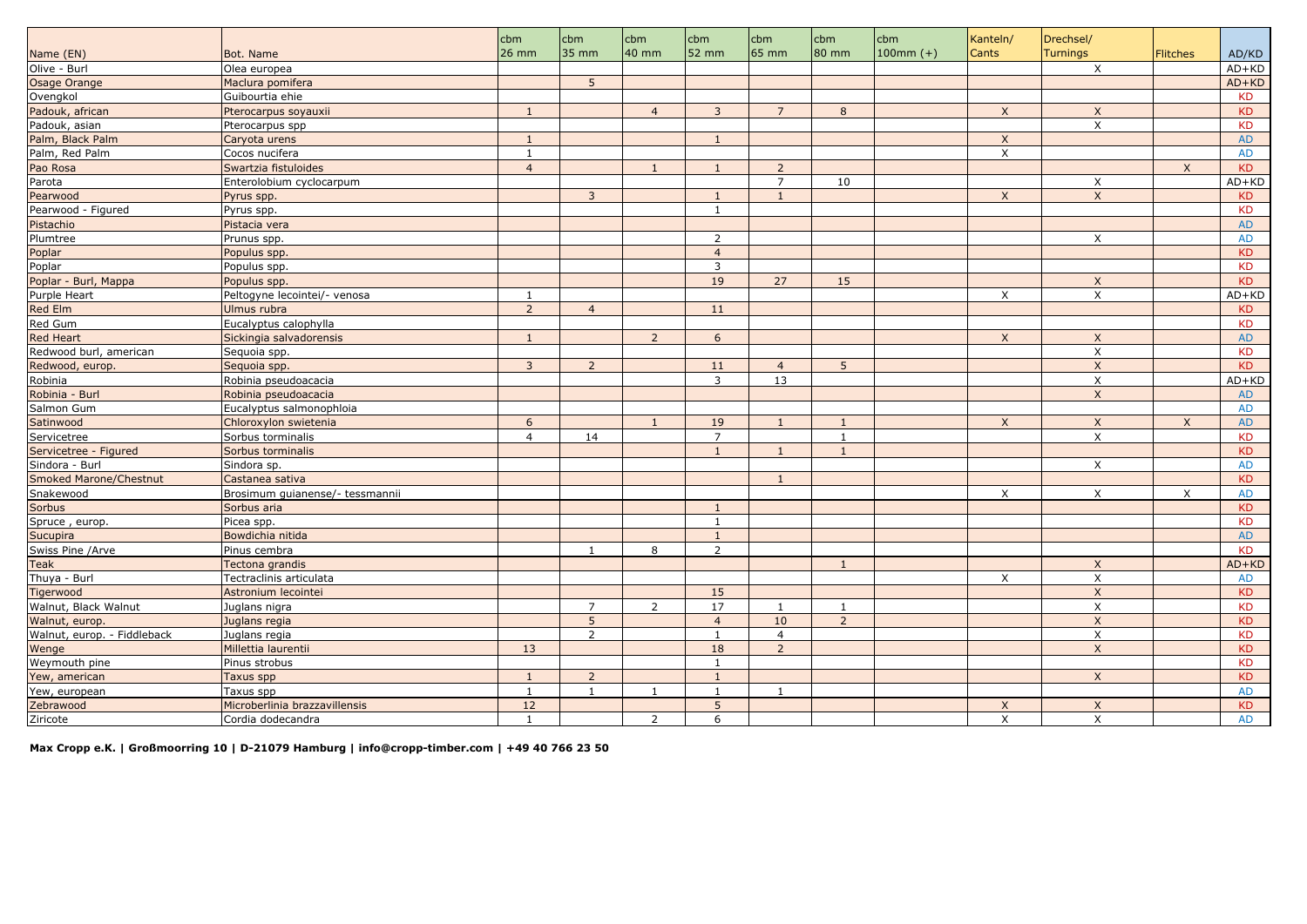| Name (EN) | Bot. Name | cbm 26 mm | cbm 35 mm | cbm 40 mm | cbm 52 mm | cbm 65 mm | cbm 80 mm | cbm 100mm (+) | Kanteln/ Cants | Drechsel/ Turnings | Flitches | AD/KD |
|---|---|---|---|---|---|---|---|---|---|---|---|---|
| Olive - Burl | Olea europea | | | | | | | | | X | | AD+KD |
| Osage Orange | Maclura pomifera | | 5 | | | | | | | | | AD+KD |
| Ovengkol | Guibourtia ehie | | | | | | | | | | | KD |
| Padouk, african | Pterocarpus soyauxii | 1 | | 4 | 3 | 7 | 8 | | X | X | | KD |
| Padouk, asian | Pterocarpus spp | | | | | | | | | X | | KD |
| Palm, Black Palm | Caryota urens | 1 | | | 1 | | | | X | | | AD |
| Palm, Red Palm | Cocos nucifera | 1 | | | | | | | X | | | AD |
| Pao Rosa | Swartzia fistuloides | 4 | | 1 | 1 | 2 | | | | | X | KD |
| Parota | Enterolobium cyclocarpum | | | | | 7 | 10 | | | X | | AD+KD |
| Pearwood | Pyrus spp. | | 3 | | 1 | 1 | | | X | X | | KD |
| Pearwood - Figured | Pyrus spp. | | | | 1 | | | | | | | KD |
| Pistachio | Pistacia vera | | | | | | | | | | | AD |
| Plumtree | Prunus spp. | | | | 2 | | | | | X | | AD |
| Poplar | Populus spp. | | | | 4 | | | | | | | KD |
| Poplar | Populus spp. | | | | 3 | | | | | | | KD |
| Poplar - Burl, Mappa | Populus spp. | | | | 19 | 27 | 15 | | | X | | KD |
| Purple Heart | Peltogyne lecointei/- venosa | 1 | | | | | | | X | X | | AD+KD |
| Red Elm | Ulmus rubra | 2 | 4 | | 11 | | | | | | | KD |
| Red Gum | Eucalyptus calophylla | | | | | | | | | | | KD |
| Red Heart | Sickingia salvadorensis | 1 | | 2 | 6 | | | | X | X | | AD |
| Redwood burl, american | Sequoia spp. | | | | | | | | | X | | KD |
| Redwood, europ. | Sequoia spp. | 3 | 2 | | 11 | 4 | 5 | | | X | | KD |
| Robinia | Robinia pseudoacacia | | | | 3 | 13 | | | | X | | AD+KD |
| Robinia - Burl | Robinia pseudoacacia | | | | | | | | | X | | AD |
| Salmon Gum | Eucalyptus salmonophloia | | | | | | | | | | | AD |
| Satinwood | Chloroxylon swietenia | 6 | | 1 | 19 | 1 | 1 | | X | X | X | AD |
| Servicetree | Sorbus torminalis | 4 | 14 | | 7 | | 1 | | | X | | KD |
| Servicetree - Figured | Sorbus torminalis | | | | 1 | 1 | 1 | | | | | KD |
| Sindora - Burl | Sindora sp. | | | | | | | | | X | | AD |
| Smoked Marone/Chestnut | Castanea sativa | | | | | 1 | | | | | | KD |
| Snakewood | Brosimum guianense/- tessmannii | | | | | | | | X | X | X | AD |
| Sorbus | Sorbus aria | | | | 1 | | | | | | | KD |
| Spruce , europ. | Picea spp. | | | | 1 | | | | | | | KD |
| Sucupira | Bowdichia nitida | | | | 1 | | | | | | | AD |
| Swiss Pine /Arve | Pinus cembra | | 1 | 8 | 2 | | | | | | | KD |
| Teak | Tectona grandis | | | | | | 1 | | | X | | AD+KD |
| Thuya - Burl | Tectraclinis articulata | | | | | | | | X | X | | AD |
| Tigerwood | Astronium lecointei | | | | 15 | | | | | X | | KD |
| Walnut, Black Walnut | Juglans nigra | | 7 | 2 | 17 | 1 | 1 | | | X | | KD |
| Walnut, europ. | Juglans regia | | 5 | | 4 | 10 | 2 | | | X | | KD |
| Walnut, europ. - Fiddleback | Juglans regia | | 2 | | 1 | 4 | | | | X | | KD |
| Wenge | Millettia laurentii | 13 | | | 18 | 2 | | | | X | | KD |
| Weymouth pine | Pinus strobus | | | | 1 | | | | | | | KD |
| Yew, american | Taxus spp | 1 | 2 | | 1 | | | | | X | | KD |
| Yew, european | Taxus spp | 1 | 1 | 1 | 1 | 1 | | | | | | AD |
| Zebrawood | Microberlinia brazzavillensis | 12 | | | 5 | | | | X | X | | KD |
| Ziricote | Cordia dodecandra | 1 | | 2 | 6 | | | | X | X | | AD |

**Max Cropp e.K. | Großmoorring 10 | D-21079 Hamburg | info@cropp-timber.com | +49 40 766 23 50**